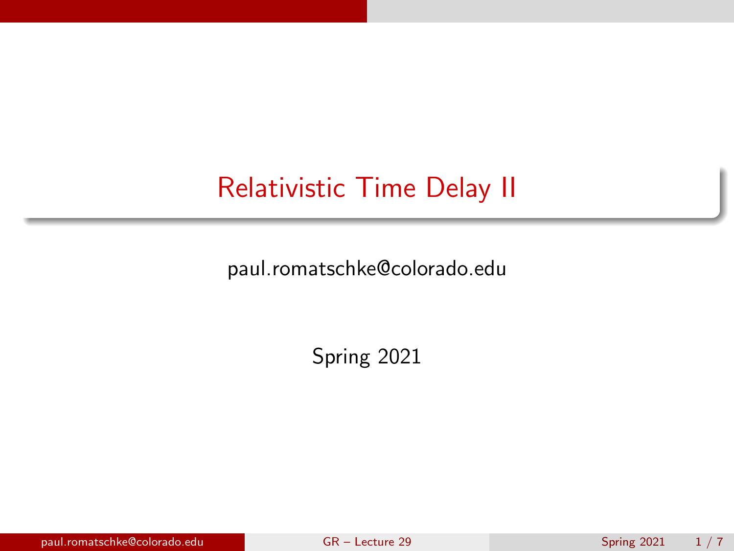# Relativistic Time Delay II

paul.romatschke@colorado.edu

Spring 2021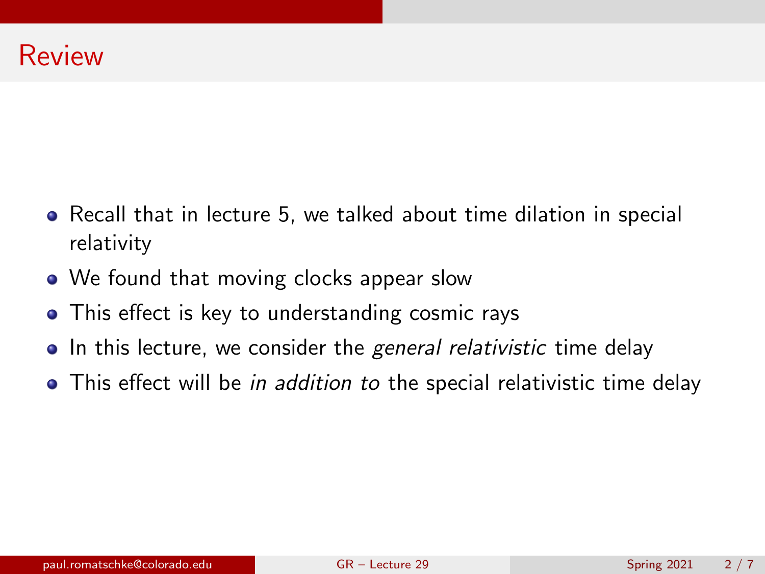# Review

- Recall that in lecture 5, we talked about time dilation in special relativity
- We found that moving clocks appear slow
- This effect is key to understanding cosmic rays
- In this lecture, we consider the *general relativistic* time delay
- This effect will be *in addition to* the special relativistic time delay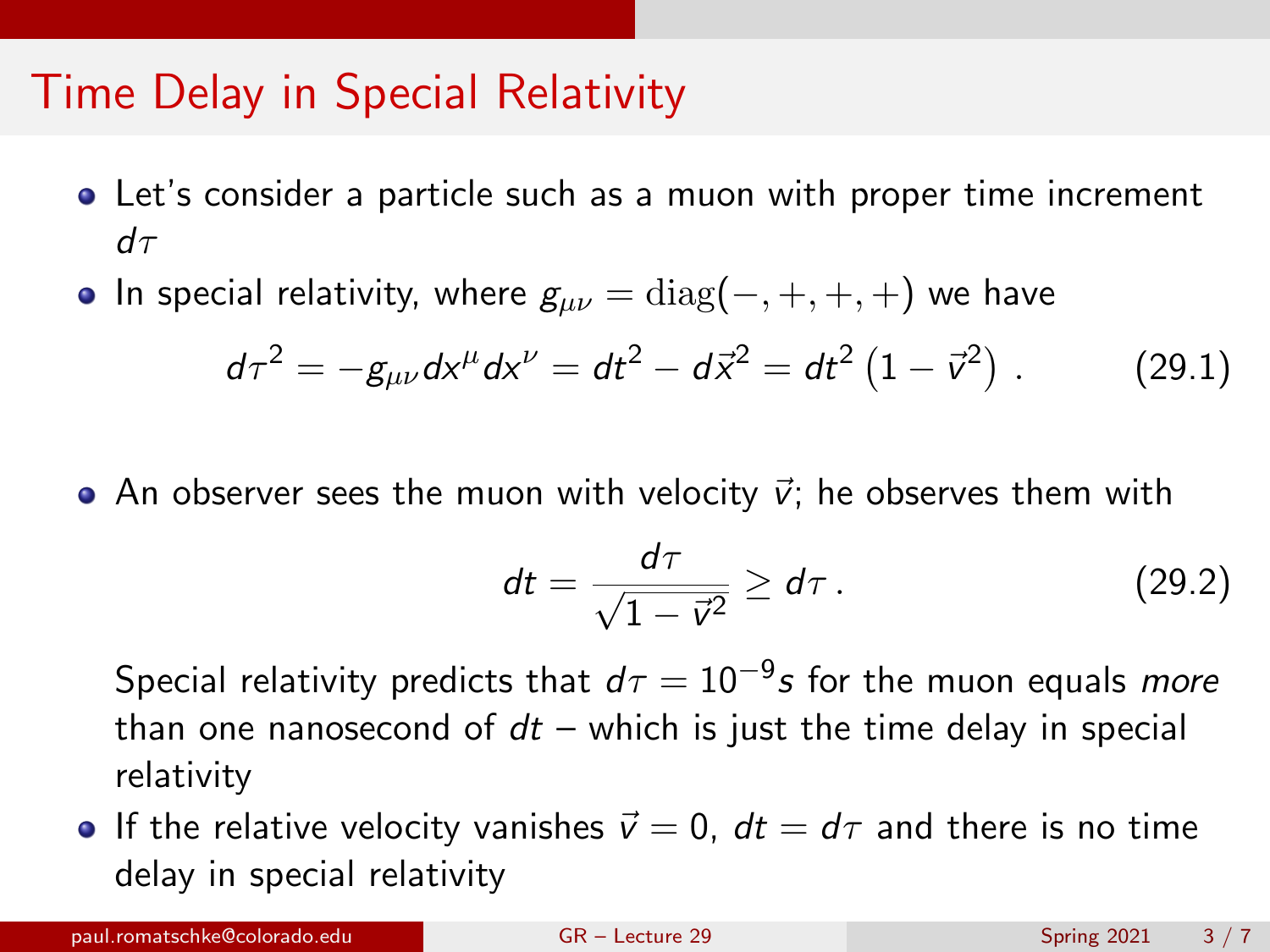# Time Delay in Special Relativity

- Let's consider a particle such as a muon with proper time increment $d\tau$
- In special relativity, where $g_{\mu\nu} = \mathrm{diag}(-,+,+,+)$ we have

$$d\tau^2 = -g_{\mu\nu}dx^\mu dx^\nu = dt^2 - d\vec{x}^2 = dt^2\left(1 - \vec{v}^2\right). \tag{29.1}$$

- An observer sees the muon with velocity $\vec{v}$; he observes them with

$$dt = \frac{d\tau}{\sqrt{1-\vec{v}^2}} \geq d\tau\,. \tag{29.2}$$

  Special relativity predicts that $d\tau = 10^{-9}s$ for the muon equals *more* than one nanosecond of $dt$ – which is just the time delay in special relativity
- If the relative velocity vanishes $\vec{v} = 0$, $dt = d\tau$ and there is no time delay in special relativity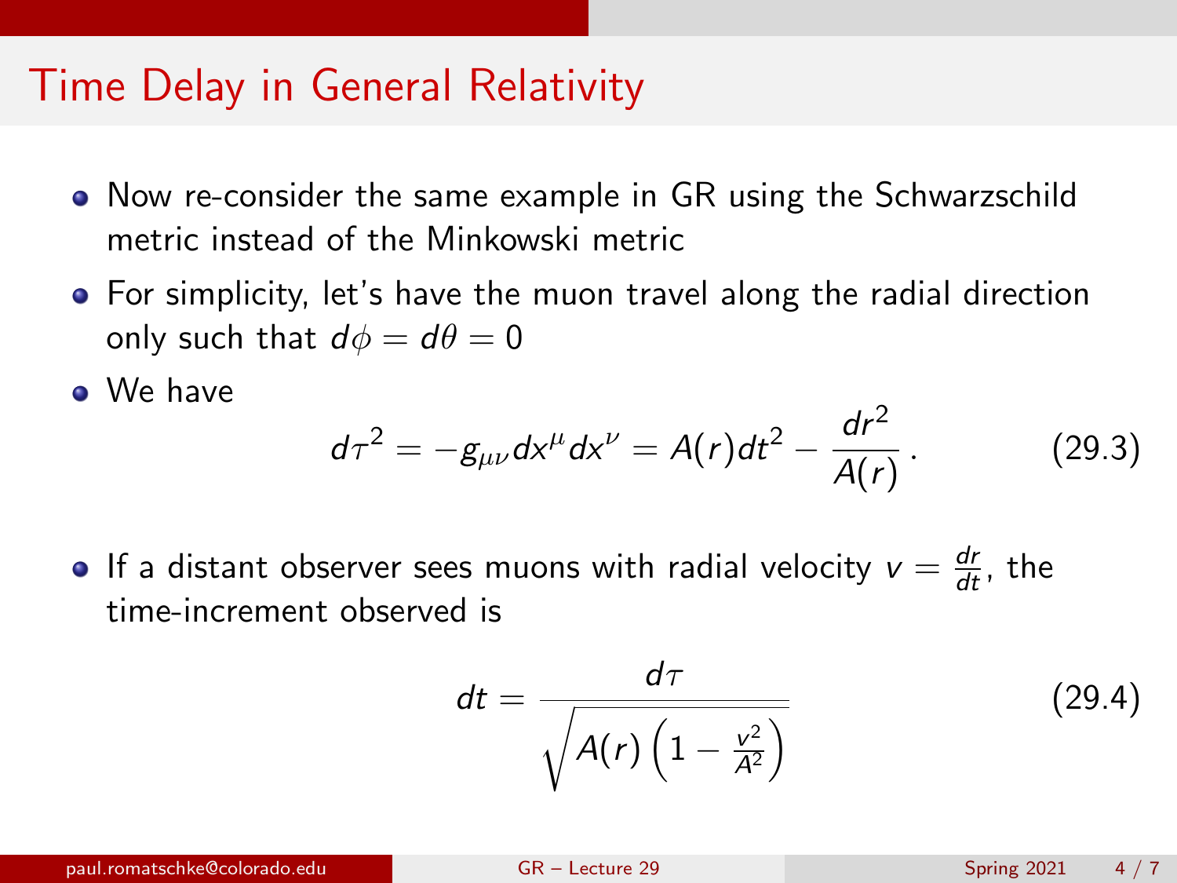# Time Delay in General Relativity

- Now re-consider the same example in GR using the Schwarzschild metric instead of the Minkowski metric
- For simplicity, let's have the muon travel along the radial direction only such that $d\phi = d\theta = 0$
- We have

$$d\tau^2 = -g_{\mu\nu} dx^\mu dx^\nu = A(r) dt^2 - \frac{dr^2}{A(r)} \,. \tag{29.3}$$

- If a distant observer sees muons with radial velocity $v = \frac{dr}{dt}$, the time-increment observed is

$$dt = \frac{d\tau}{\sqrt{A(r)\left(1 - \frac{v^2}{A^2}\right)}} \tag{29.4}$$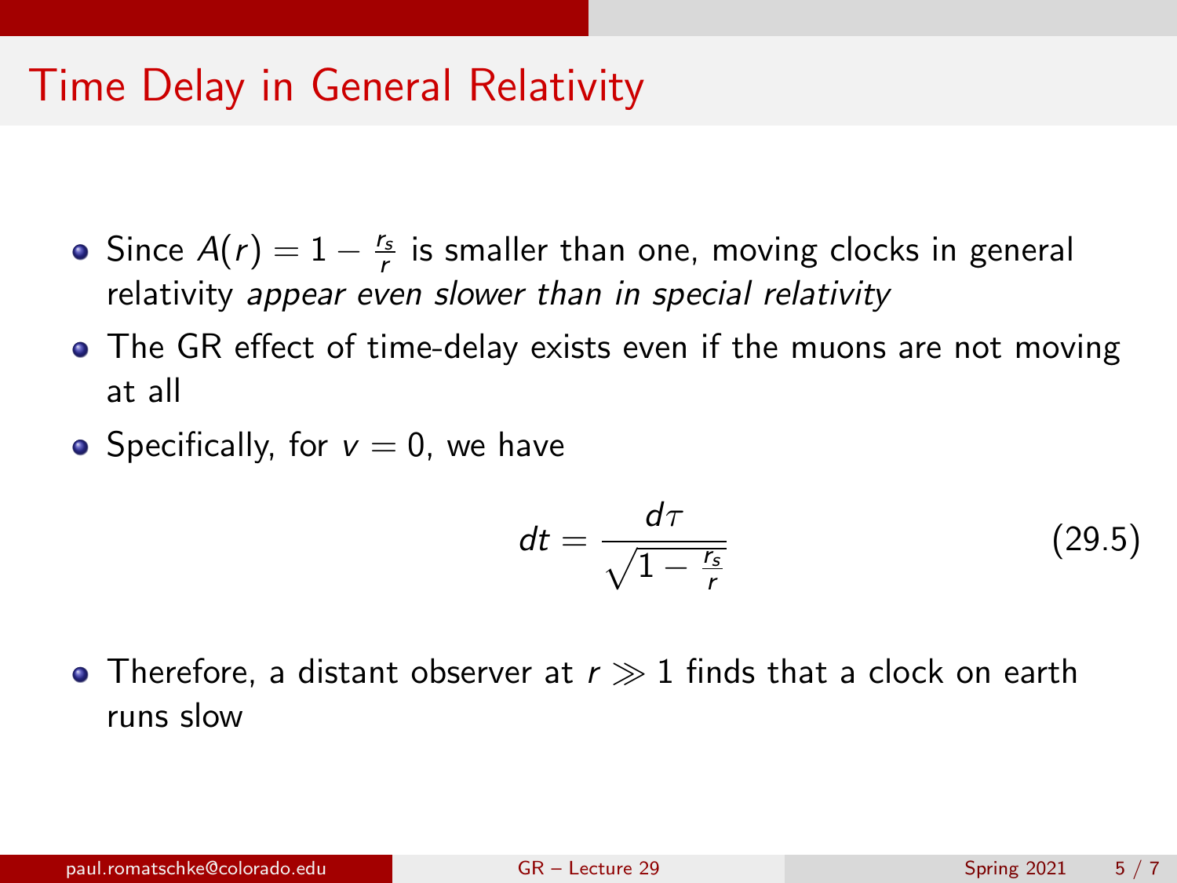# Time Delay in General Relativity

- Since $A(r) = 1 - \frac{r_s}{r}$ is smaller than one, moving clocks in general relativity *appear even slower than in special relativity*
- The GR effect of time-delay exists even if the muons are not moving at all
- Specifically, for $v = 0$, we have

$$dt = \frac{d\tau}{\sqrt{1 - \frac{r_s}{r}}} \tag{29.5}$$

- Therefore, a distant observer at $r \gg 1$ finds that a clock on earth runs slow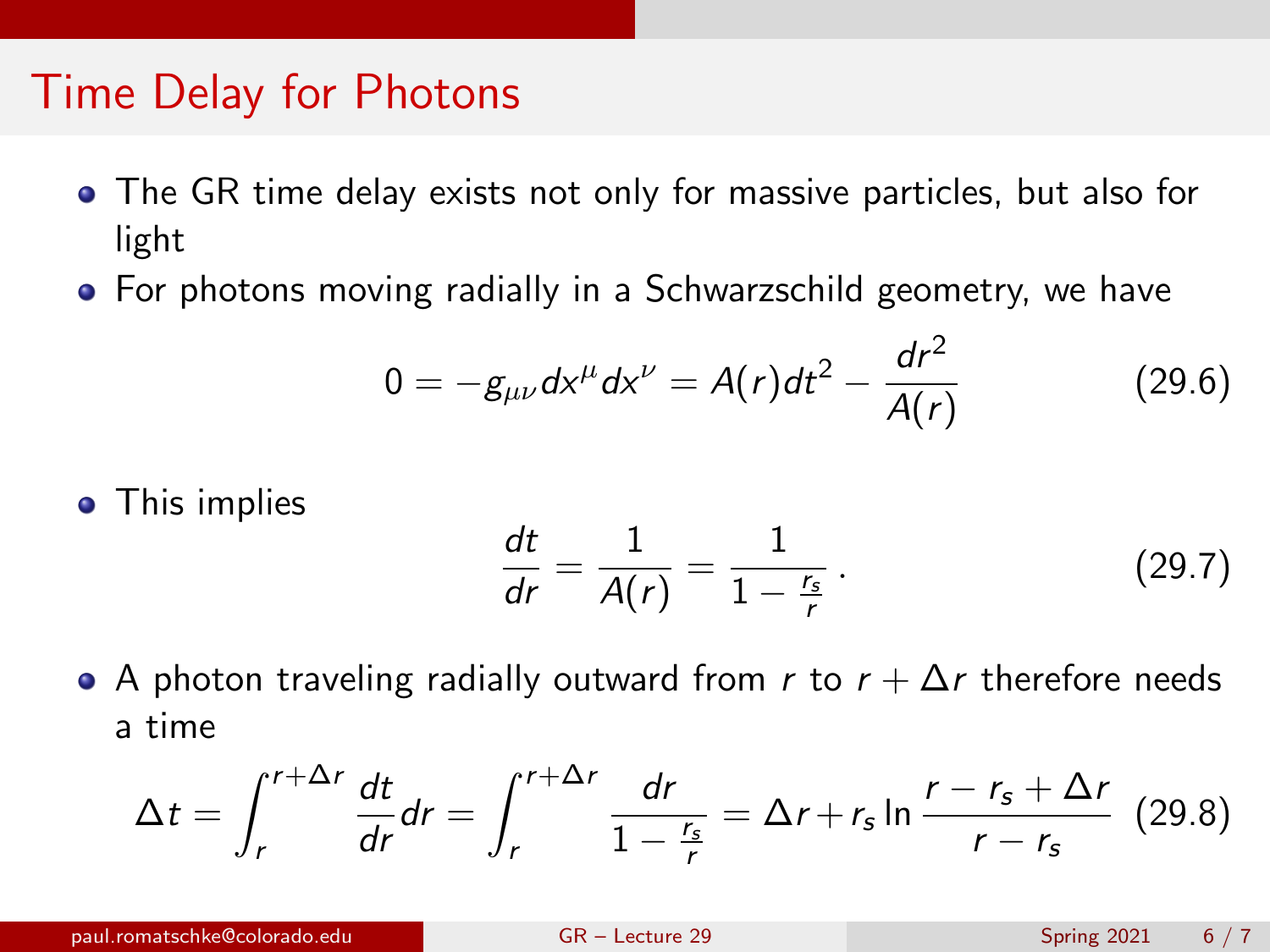# Time Delay for Photons

- The GR time delay exists not only for massive particles, but also for light
- For photons moving radially in a Schwarzschild geometry, we have

$$0 = -g_{\mu\nu}dx^\mu dx^\nu = A(r)dt^2 - \frac{dr^2}{A(r)} \tag{29.6}$$

- This implies

$$\frac{dt}{dr} = \frac{1}{A(r)} = \frac{1}{1-\frac{r_s}{r}}\,. \tag{29.7}$$

- A photon traveling radially outward from $r$ to $r+\Delta r$ therefore needs a time

$$\Delta t = \int_r^{r+\Delta r} \frac{dt}{dr}dr = \int_r^{r+\Delta r} \frac{dr}{1-\frac{r_s}{r}} = \Delta r + r_s \ln \frac{r - r_s + \Delta r}{r - r_s} \tag{29.8}$$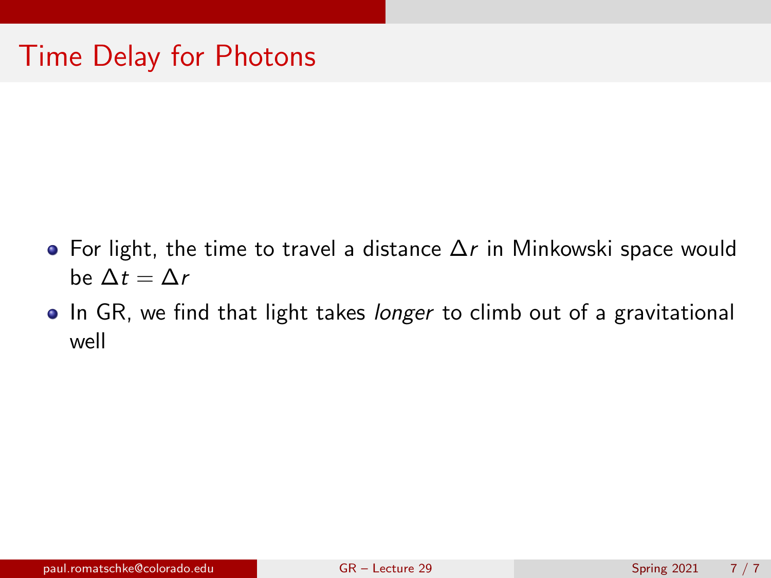# Time Delay for Photons

- For light, the time to travel a distance $\Delta r$ in Minkowski space would be $\Delta t = \Delta r$
- In GR, we find that light takes *longer* to climb out of a gravitational well